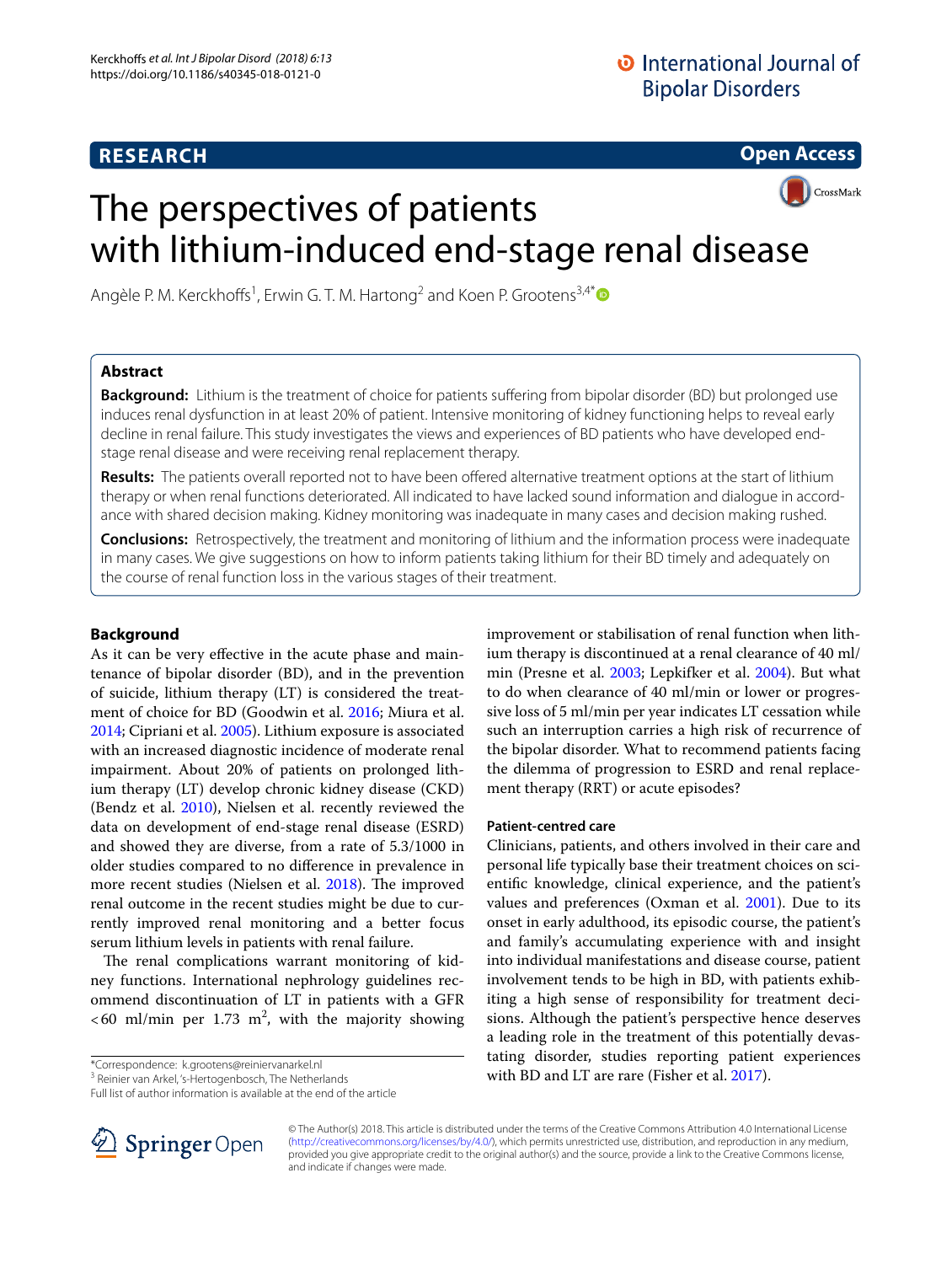RESEARCH

Open Access

# The perspectives of patients with lithium-induced end-stage renal disease

Angèle P. M. Kerckhoffs[1], Erwin G. T. M. Hartong[2] and Koen P. Grootens[3,4*]

## Abstract

**Background:** Lithium is the treatment of choice for patients suffering from bipolar disorder (BD) but prolonged use induces renal dysfunction in at least 20% of patient. Intensive monitoring of kidney functioning helps to reveal early decline in renal failure. This study investigates the views and experiences of BD patients who have developed end-stage renal disease and were receiving renal replacement therapy.

**Results:** The patients overall reported not to have been offered alternative treatment options at the start of lithium therapy or when renal functions deteriorated. All indicated to have lacked sound information and dialogue in accordance with shared decision making. Kidney monitoring was inadequate in many cases and decision making rushed.

**Conclusions:** Retrospectively, the treatment and monitoring of lithium and the information process were inadequate in many cases. We give suggestions on how to inform patients taking lithium for their BD timely and adequately on the course of renal function loss in the various stages of their treatment.

## Background

As it can be very effective in the acute phase and maintenance of bipolar disorder (BD), and in the prevention of suicide, lithium therapy (LT) is considered the treatment of choice for BD (Goodwin et al. 2016; Miura et al. 2014; Cipriani et al. 2005). Lithium exposure is associated with an increased diagnostic incidence of moderate renal impairment. About 20% of patients on prolonged lithium therapy (LT) develop chronic kidney disease (CKD) (Bendz et al. 2010), Nielsen et al. recently reviewed the data on development of end-stage renal disease (ESRD) and showed they are diverse, from a rate of 5.3/1000 in older studies compared to no difference in prevalence in more recent studies (Nielsen et al. 2018). The improved renal outcome in the recent studies might be due to currently improved renal monitoring and a better focus serum lithium levels in patients with renal failure.

The renal complications warrant monitoring of kidney functions. International nephrology guidelines recommend discontinuation of LT in patients with a GFR <60 ml/min per 1.73 $m^2$, with the majority showing improvement or stabilisation of renal function when lithium therapy is discontinued at a renal clearance of 40 ml/min (Presne et al. 2003; Lepkifker et al. 2004). But what to do when clearance of 40 ml/min or lower or progressive loss of 5 ml/min per year indicates LT cessation while such an interruption carries a high risk of recurrence of the bipolar disorder. What to recommend patients facing the dilemma of progression to ESRD and renal replacement therapy (RRT) or acute episodes?

### Patient-centred care

Clinicians, patients, and others involved in their care and personal life typically base their treatment choices on scientific knowledge, clinical experience, and the patient's values and preferences (Oxman et al. 2001). Due to its onset in early adulthood, its episodic course, the patient's and family's accumulating experience with and insight into individual manifestations and disease course, patient involvement tends to be high in BD, with patients exhibiting a high sense of responsibility for treatment decisions. Although the patient's perspective hence deserves a leading role in the treatment of this potentially devastating disorder, studies reporting patient experiences with BD and LT are rare (Fisher et al. 2017).

*Correspondence: k.grootens@reinier­vanarkel.nl
[3] Reinier van Arkel, 's-Hertogenbosch, The Netherlands
Full list of author information is available at the end of the article

© The Author(s) 2018. This article is distributed under the terms of the Creative Commons Attribution 4.0 International License (http://creativecommons.org/licenses/by/4.0/), which permits unrestricted use, distribution, and reproduction in any medium, provided you give appropriate credit to the original author(s) and the source, provide a link to the Creative Commons license, and indicate if changes were made.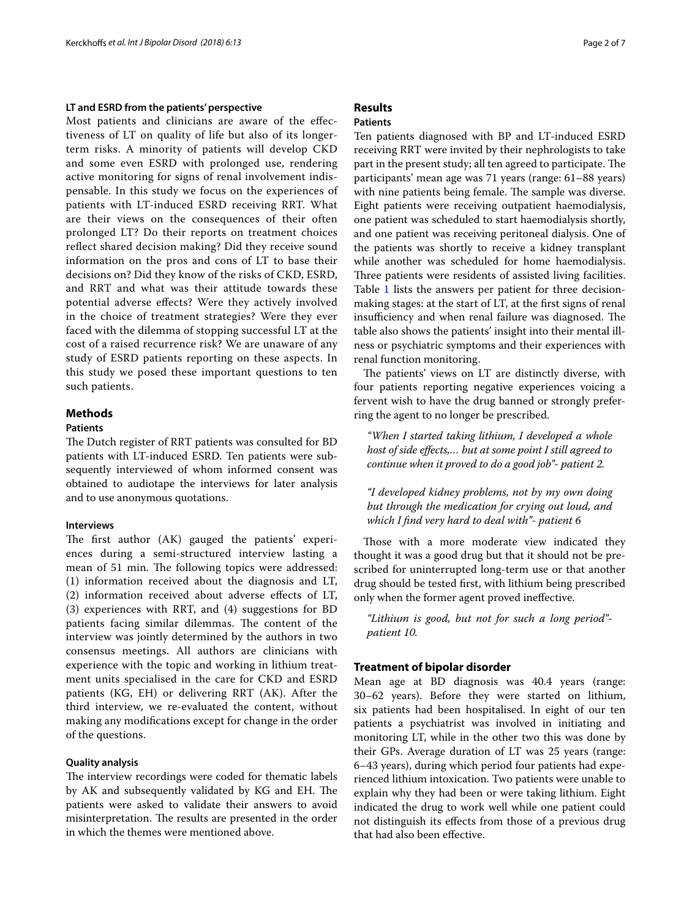### LT and ESRD from the patients' perspective

Most patients and clinicians are aware of the effectiveness of LT on quality of life but also of its longer-term risks. A minority of patients will develop CKD and some even ESRD with prolonged use, rendering active monitoring for signs of renal involvement indispensable. In this study we focus on the experiences of patients with LT-induced ESRD receiving RRT. What are their views on the consequences of their often prolonged LT? Do their reports on treatment choices reflect shared decision making? Did they receive sound information on the pros and cons of LT to base their decisions on? Did they know of the risks of CKD, ESRD, and RRT and what was their attitude towards these potential adverse effects? Were they actively involved in the choice of treatment strategies? Were they ever faced with the dilemma of stopping successful LT at the cost of a raised recurrence risk? We are unaware of any study of ESRD patients reporting on these aspects. In this study we posed these important questions to ten such patients.

## Methods

### Patients

The Dutch register of RRT patients was consulted for BD patients with LT-induced ESRD. Ten patients were subsequently interviewed of whom informed consent was obtained to audiotape the interviews for later analysis and to use anonymous quotations.

#### Interviews

The first author (AK) gauged the patients' experiences during a semi-structured interview lasting a mean of 51 min. The following topics were addressed: (1) information received about the diagnosis and LT, (2) information received about adverse effects of LT, (3) experiences with RRT, and (4) suggestions for BD patients facing similar dilemmas. The content of the interview was jointly determined by the authors in two consensus meetings. All authors are clinicians with experience with the topic and working in lithium treatment units specialised in the care for CKD and ESRD patients (KG, EH) or delivering RRT (AK). After the third interview, we re-evaluated the content, without making any modifications except for change in the order of the questions.

#### Quality analysis

The interview recordings were coded for thematic labels by AK and subsequently validated by KG and EH. The patients were asked to validate their answers to avoid misinterpretation. The results are presented in the order in which the themes were mentioned above.

## Results

### Patients

Ten patients diagnosed with BP and LT-induced ESRD receiving RRT were invited by their nephrologists to take part in the present study; all ten agreed to participate. The participants' mean age was 71 years (range: 61–88 years) with nine patients being female. The sample was diverse. Eight patients were receiving outpatient haemodialysis, one patient was scheduled to start haemodialysis shortly, and one patient was receiving peritoneal dialysis. One of the patients was shortly to receive a kidney transplant while another was scheduled for home haemodialysis. Three patients were residents of assisted living facilities. Table 1 lists the answers per patient for three decision-making stages: at the start of LT, at the first signs of renal insufficiency and when renal failure was diagnosed. The table also shows the patients' insight into their mental illness or psychiatric symptoms and their experiences with renal function monitoring.

The patients' views on LT are distinctly diverse, with four patients reporting negative experiences voicing a fervent wish to have the drug banned or strongly preferring the agent to no longer be prescribed.

> *"When I started taking lithium, I developed a whole host of side effects,… but at some point I still agreed to continue when it proved to do a good job"- patient 2.*

> *"I developed kidney problems, not by my own doing but through the medication for crying out loud, and which I find very hard to deal with"- patient 6*

Those with a more moderate view indicated they thought it was a good drug but that it should not be prescribed for uninterrupted long-term use or that another drug should be tested first, with lithium being prescribed only when the former agent proved ineffective.

> *"Lithium is good, but not for such a long period"- patient 10.*

## Treatment of bipolar disorder

Mean age at BD diagnosis was 40.4 years (range: 30–62 years). Before they were started on lithium, six patients had been hospitalised. In eight of our ten patients a psychiatrist was involved in initiating and monitoring LT, while in the other two this was done by their GPs. Average duration of LT was 25 years (range: 6–43 years), during which period four patients had experienced lithium intoxication. Two patients were unable to explain why they had been or were taking lithium. Eight indicated the drug to work well while one patient could not distinguish its effects from those of a previous drug that had also been effective.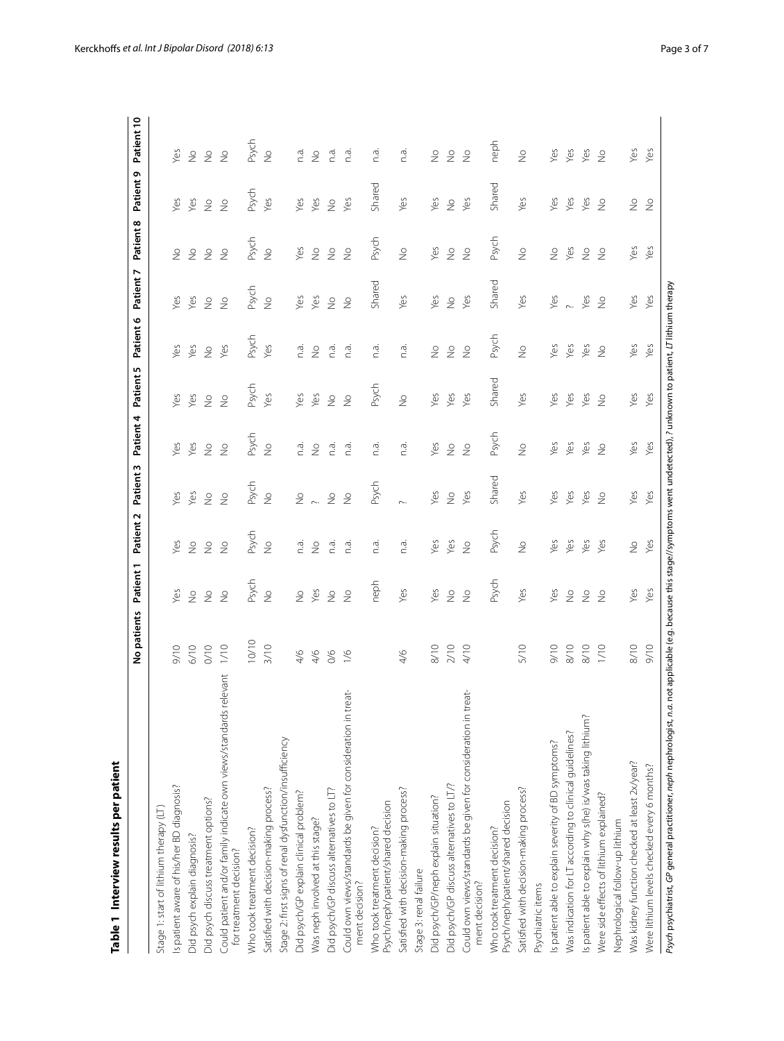**Table 1 Interview results per patient**

| | No patients | Patient 1 | Patient 2 | Patient 3 | Patient 4 | Patient 5 | Patient 6 | Patient 7 | Patient 8 | Patient 9 | Patient 10 |
|---|---|---|---|---|---|---|---|---|---|---|---|
| Stage 1: start of lithium therapy (LT) | | | | | | | | | | | |
| Is patient aware of his/her BD diagnosis? | 9/10 | Yes | Yes | Yes | Yes | Yes | Yes | Yes | No | Yes | Yes |
| Did psych explain diagnosis? | 6/10 | No | No | Yes | Yes | Yes | Yes | Yes | No | Yes | No |
| Did psych discuss treatment options? | 0/10 | No | No | No | No | No | No | No | No | No | No |
| Could patient and/or family indicate own views/standards relevant for treatment decision? | 1/10 | No | No | No | No | No | Yes | No | No | No | No |
| Who took treatment decision? | 10/10 | Psych | Psych | Psych | Psych | Psych | Psych | Psych | Psych | Psych | Psych |
| Satisfied with decision-making process? | 3/10 | No | No | No | No | Yes | Yes | No | No | Yes | No |
| Stage 2: first signs of renal dysfunction/insufficiency | | | | | | | | | | | |
| Did psych/GP explain clinical problem? | 4/6 | No | n.a. | No | n.a. | Yes | n.a. | Yes | Yes | Yes | n.a. |
| Was neph involved at this stage? | 4/6 | Yes | No | ? | No | Yes | No | Yes | No | Yes | No |
| Did psych/GP discuss alternatives to LT? | 0/6 | No | n.a. | No | n.a. | No | n.a. | No | No | No | n.a. |
| Could own views/standards be given for consideration in treatment decision? | 1/6 | No | n.a. | No | n.a. | No | n.a. | No | No | Yes | n.a. |
| Who took treatment decision? Psych/neph/patient/shared decision | | neph | n.a. | Psych | n.a. | Psych | n.a. | Shared | Psych | Shared | n.a. |
| Satisfied with decision-making process? | 4/6 | Yes | n.a. | ? | n.a. | No | n.a. | Yes | No | Yes | n.a. |
| Stage 3: renal failure | | | | | | | | | | | |
| Did psych/GP/neph explain situation? | 8/10 | Yes | Yes | Yes | Yes | Yes | No | Yes | Yes | Yes | No |
| Did psych/GP discuss alternatives to LT? | 2/10 | No | Yes | No | No | Yes | No | No | No | No | No |
| Could own views/standards be given for consideration in treatment decision? | 4/10 | No | No | Yes | No | Yes | No | Yes | No | Yes | No |
| Who took treatment decision? Psych/neph/patient/shared decision | | Psych | Psych | Shared | Psych | Shared | Psych | Shared | Psych | Shared | neph |
| Satisfied with decision-making process? | 5/10 | Yes | No | Yes | No | Yes | No | Yes | No | Yes | No |
| Psychiatric items | | | | | | | | | | | |
| Is patient able to explain severity of BD symptoms? | 9/10 | Yes | Yes | Yes | Yes | Yes | Yes | Yes | No | Yes | Yes |
| Was indication for LT according to clinical guidelines? | 8/10 | No | Yes | Yes | Yes | Yes | Yes | ? | Yes | Yes | Yes |
| Is patient able to explain why s(he) is/was taking lithium? | 8/10 | No | Yes | Yes | Yes | Yes | Yes | Yes | No | Yes | Yes |
| Were side effects of lithium explained? | 1/10 | No | Yes | No | No | No | No | No | No | No | No |
| Nephrological follow-up lithium | | | | | | | | | | | |
| Was kidney function checked at least 2x/year? | 8/10 | Yes | No | Yes | Yes | Yes | Yes | Yes | Yes | No | Yes |
| Were lithium levels checked every 6 months? | 9/10 | Yes | Yes | Yes | Yes | Yes | Yes | Yes | Yes | No | Yes |

*Psych* psychiatrist, *GP* general practitioner, *neph* nephrologist, *n.a.* not applicable (e.g. because this stage/symptoms went undetected), *?* unknown to patient, *LT* lithium therapy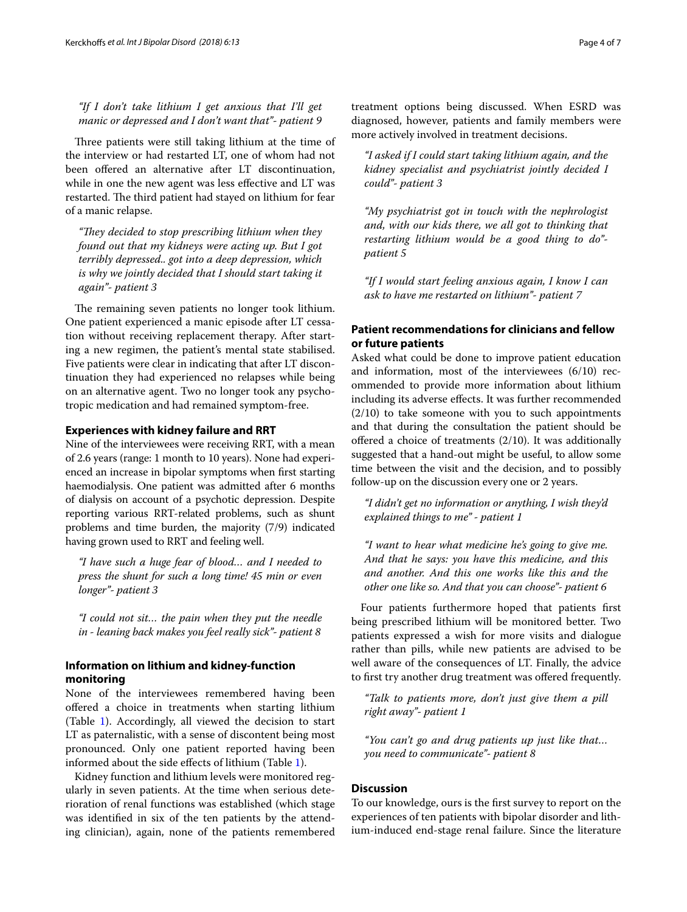*"If I don't take lithium I get anxious that I'll get manic or depressed and I don't want that"- patient 9*

Three patients were still taking lithium at the time of the interview or had restarted LT, one of whom had not been offered an alternative after LT discontinuation, while in one the new agent was less effective and LT was restarted. The third patient had stayed on lithium for fear of a manic relapse.

*"They decided to stop prescribing lithium when they found out that my kidneys were acting up. But I got terribly depressed.. got into a deep depression, which is why we jointly decided that I should start taking it again"- patient 3*

The remaining seven patients no longer took lithium. One patient experienced a manic episode after LT cessation without receiving replacement therapy. After starting a new regimen, the patient's mental state stabilised. Five patients were clear in indicating that after LT discontinuation they had experienced no relapses while being on an alternative agent. Two no longer took psychotropic medication and had remained symptom-free.

### Experiences with kidney failure and RRT

Nine of the interviewees were receiving RRT, with a mean of 2.6 years (range: 1 month to 10 years). None had experienced an increase in bipolar symptoms when first starting haemodialysis. One patient was admitted after 6 months of dialysis on account of a psychotic depression. Despite reporting various RRT-related problems, such as shunt problems and time burden, the majority (7/9) indicated having grown used to RRT and feeling well.

*"I have such a huge fear of blood… and I needed to press the shunt for such a long time! 45 min or even longer"- patient 3*

*"I could not sit… the pain when they put the needle in - leaning back makes you feel really sick"- patient 8*

### Information on lithium and kidney-function monitoring

None of the interviewees remembered having been offered a choice in treatments when starting lithium (Table 1). Accordingly, all viewed the decision to start LT as paternalistic, with a sense of discontent being most pronounced. Only one patient reported having been informed about the side effects of lithium (Table 1).

Kidney function and lithium levels were monitored regularly in seven patients. At the time when serious deterioration of renal functions was established (which stage was identified in six of the ten patients by the attending clinician), again, none of the patients remembered treatment options being discussed. When ESRD was diagnosed, however, patients and family members were more actively involved in treatment decisions.

*"I asked if I could start taking lithium again, and the kidney specialist and psychiatrist jointly decided I could"- patient 3*

*"My psychiatrist got in touch with the nephrologist and, with our kids there, we all got to thinking that restarting lithium would be a good thing to do"- patient 5*

*"If I would start feeling anxious again, I know I can ask to have me restarted on lithium"- patient 7*

### Patient recommendations for clinicians and fellow or future patients

Asked what could be done to improve patient education and information, most of the interviewees (6/10) recommended to provide more information about lithium including its adverse effects. It was further recommended (2/10) to take someone with you to such appointments and that during the consultation the patient should be offered a choice of treatments (2/10). It was additionally suggested that a hand-out might be useful, to allow some time between the visit and the decision, and to possibly follow-up on the discussion every one or 2 years.

*"I didn't get no information or anything, I wish they'd explained things to me" - patient 1*

*"I want to hear what medicine he's going to give me. And that he says: you have this medicine, and this and another. And this one works like this and the other one like so. And that you can choose"- patient 6*

Four patients furthermore hoped that patients first being prescribed lithium will be monitored better. Two patients expressed a wish for more visits and dialogue rather than pills, while new patients are advised to be well aware of the consequences of LT. Finally, the advice to first try another drug treatment was offered frequently.

*"Talk to patients more, don't just give them a pill right away"- patient 1*

*"You can't go and drug patients up just like that… you need to communicate"- patient 8*

## Discussion

To our knowledge, ours is the first survey to report on the experiences of ten patients with bipolar disorder and lithium-induced end-stage renal failure. Since the literature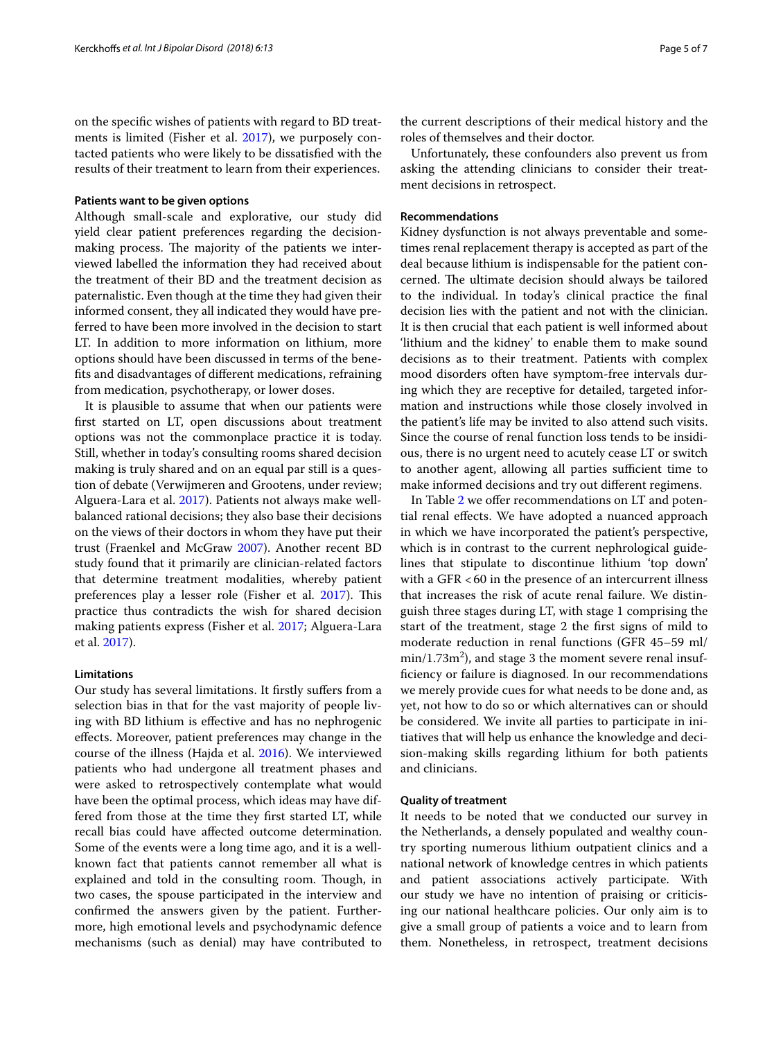on the specific wishes of patients with regard to BD treatments is limited (Fisher et al. 2017), we purposely contacted patients who were likely to be dissatisfied with the results of their treatment to learn from their experiences.

#### Patients want to be given options

Although small-scale and explorative, our study did yield clear patient preferences regarding the decision-making process. The majority of the patients we interviewed labelled the information they had received about the treatment of their BD and the treatment decision as paternalistic. Even though at the time they had given their informed consent, they all indicated they would have preferred to have been more involved in the decision to start LT. In addition to more information on lithium, more options should have been discussed in terms of the benefits and disadvantages of different medications, refraining from medication, psychotherapy, or lower doses.

It is plausible to assume that when our patients were first started on LT, open discussions about treatment options was not the commonplace practice it is today. Still, whether in today's consulting rooms shared decision making is truly shared and on an equal par still is a question of debate (Verwijmeren and Grootens, under review; Alguera-Lara et al. 2017). Patients not always make well-balanced rational decisions; they also base their decisions on the views of their doctors in whom they have put their trust (Fraenkel and McGraw 2007). Another recent BD study found that it primarily are clinician-related factors that determine treatment modalities, whereby patient preferences play a lesser role (Fisher et al. 2017). This practice thus contradicts the wish for shared decision making patients express (Fisher et al. 2017; Alguera-Lara et al. 2017).

#### Limitations

Our study has several limitations. It firstly suffers from a selection bias in that for the vast majority of people living with BD lithium is effective and has no nephrogenic effects. Moreover, patient preferences may change in the course of the illness (Hajda et al. 2016). We interviewed patients who had undergone all treatment phases and were asked to retrospectively contemplate what would have been the optimal process, which ideas may have differed from those at the time they first started LT, while recall bias could have affected outcome determination. Some of the events were a long time ago, and it is a well-known fact that patients cannot remember all what is explained and told in the consulting room. Though, in two cases, the spouse participated in the interview and confirmed the answers given by the patient. Furthermore, high emotional levels and psychodynamic defence mechanisms (such as denial) may have contributed to the current descriptions of their medical history and the roles of themselves and their doctor.

Unfortunately, these confounders also prevent us from asking the attending clinicians to consider their treatment decisions in retrospect.

#### Recommendations

Kidney dysfunction is not always preventable and sometimes renal replacement therapy is accepted as part of the deal because lithium is indispensable for the patient concerned. The ultimate decision should always be tailored to the individual. In today's clinical practice the final decision lies with the patient and not with the clinician. It is then crucial that each patient is well informed about 'lithium and the kidney' to enable them to make sound decisions as to their treatment. Patients with complex mood disorders often have symptom-free intervals during which they are receptive for detailed, targeted information and instructions while those closely involved in the patient's life may be invited to also attend such visits. Since the course of renal function loss tends to be insidious, there is no urgent need to acutely cease LT or switch to another agent, allowing all parties sufficient time to make informed decisions and try out different regimens.

In Table 2 we offer recommendations on LT and potential renal effects. We have adopted a nuanced approach in which we have incorporated the patient's perspective, which is in contrast to the current nephrological guidelines that stipulate to discontinue lithium 'top down' with a GFR < 60 in the presence of an intercurrent illness that increases the risk of acute renal failure. We distinguish three stages during LT, with stage 1 comprising the start of the treatment, stage 2 the first signs of mild to moderate reduction in renal functions (GFR 45–59 ml/min/1.73m$^2$), and stage 3 the moment severe renal insufficiency or failure is diagnosed. In our recommendations we merely provide cues for what needs to be done and, as yet, not how to do so or which alternatives can or should be considered. We invite all parties to participate in initiatives that will help us enhance the knowledge and decision-making skills regarding lithium for both patients and clinicians.

#### Quality of treatment

It needs to be noted that we conducted our survey in the Netherlands, a densely populated and wealthy country sporting numerous lithium outpatient clinics and a national network of knowledge centres in which patients and patient associations actively participate. With our study we have no intention of praising or criticising our national healthcare policies. Our only aim is to give a small group of patients a voice and to learn from them. Nonetheless, in retrospect, treatment decisions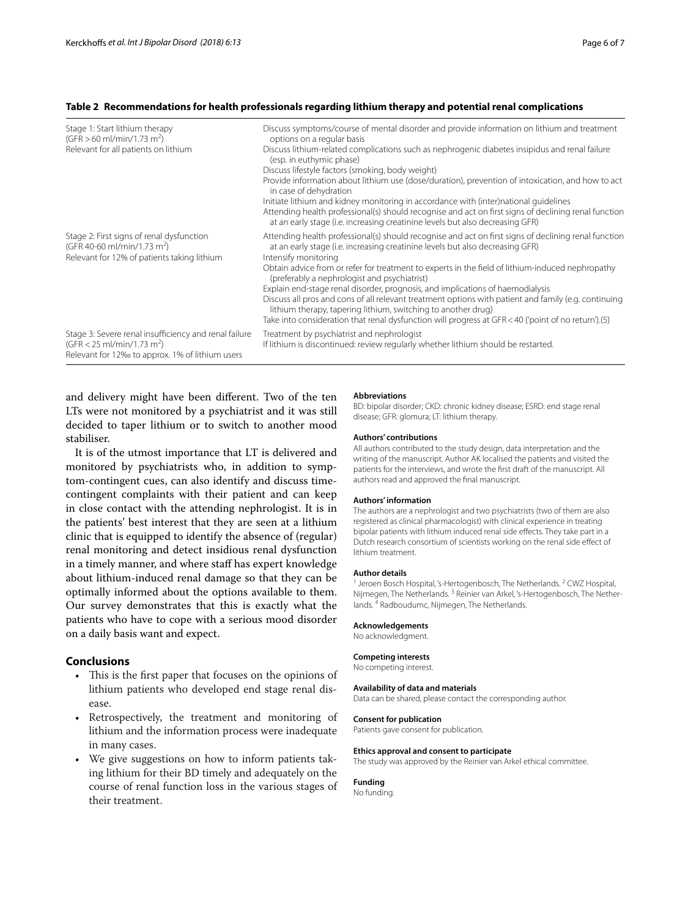**Table 2 Recommendations for health professionals regarding lithium therapy and potential renal complications**

| | |
|---|---|
| Stage 1: Start lithium therapy ($GFR > 60$ ml/min/1.73 $m^2$)<br>Relevant for all patients on lithium | Discuss symptoms/course of mental disorder and provide information on lithium and treatment options on a regular basis<br>Discuss lithium-related complications such as nephrogenic diabetes insipidus and renal failure (esp. in euthymic phase)<br>Discuss lifestyle factors (smoking, body weight)<br>Provide information about lithium use (dose/duration), prevention of intoxication, and how to act in case of dehydration<br>Initiate lithium and kidney monitoring in accordance with (inter)national guidelines<br>Attending health professional(s) should recognise and act on first signs of declining renal function at an early stage (i.e. increasing creatinine levels but also decreasing GFR) |
| Stage 2: First signs of renal dysfunction (GFR 40-60 ml/min/1.73 $m^2$)<br>Relevant for 12% of patients taking lithium | Attending health professional(s) should recognise and act on first signs of declining renal function at an early stage (i.e. increasing creatinine levels but also decreasing GFR)<br>Intensify monitoring<br>Obtain advice from or refer for treatment to experts in the field of lithium-induced nephropathy (preferably a nephrologist and psychiatrist)<br>Explain end-stage renal disorder, prognosis, and implications of haemodialysis<br>Discuss all pros and cons of all relevant treatment options with patient and family (e.g. continuing lithium therapy, tapering lithium, switching to another drug)<br>Take into consideration that renal dysfunction will progress at $GFR < 40$ ('point of no return').(5) |
| Stage 3: Severe renal insufficiency and renal failure ($GFR < 25$ ml/min/1.73 $m^2$)<br>Relevant for 12‰ to approx. 1% of lithium users | Treatment by psychiatrist and nephrologist<br>If lithium is discontinued: review regularly whether lithium should be restarted. |

and delivery might have been different. Two of the ten LTs were not monitored by a psychiatrist and it was still decided to taper lithium or to switch to another mood stabiliser.

It is of the utmost importance that LT is delivered and monitored by psychiatrists who, in addition to symptom-contingent cues, can also identify and discuss time-contingent complaints with their patient and can keep in close contact with the attending nephrologist. It is in the patients' best interest that they are seen at a lithium clinic that is equipped to identify the absence of (regular) renal monitoring and detect insidious renal dysfunction in a timely manner, and where staff has expert knowledge about lithium-induced renal damage so that they can be optimally informed about the options available to them. Our survey demonstrates that this is exactly what the patients who have to cope with a serious mood disorder on a daily basis want and expect.

## Conclusions

- This is the first paper that focuses on the opinions of lithium patients who developed end stage renal disease.
- Retrospectively, the treatment and monitoring of lithium and the information process were inadequate in many cases.
- We give suggestions on how to inform patients taking lithium for their BD timely and adequately on the course of renal function loss in the various stages of their treatment.

#### Abbreviations

BD: bipolar disorder; CKD: chronic kidney disease; ESRD: end stage renal disease; GFR: glomura; LT: lithium therapy.

#### Authors' contributions

All authors contributed to the study design, data interpretation and the writing of the manuscript. Author AK localised the patients and visited the patients for the interviews, and wrote the first draft of the manuscript. All authors read and approved the final manuscript.

#### Authors' information

The authors are a nephrologist and two psychiatrists (two of them are also registered as clinical pharmacologist) with clinical experience in treating bipolar patients with lithium induced renal side effects. They take part in a Dutch research consortium of scientists working on the renal side effect of lithium treatment.

#### Author details

[1] Jeroen Bosch Hospital, 's-Hertogenbosch, The Netherlands. [2] CWZ Hospital, Nijmegen, The Netherlands. [3] Reinier van Arkel, 's-Hertogenbosch, The Netherlands. [4] Radboudumc, Nijmegen, The Netherlands.

#### Acknowledgements

No acknowledgment.

#### Competing interests

No competing interest.

#### Availability of data and materials

Data can be shared, please contact the corresponding author.

#### Consent for publication

Patients gave consent for publication.

#### Ethics approval and consent to participate

The study was approved by the Reinier van Arkel ethical committee.

#### Funding

No funding.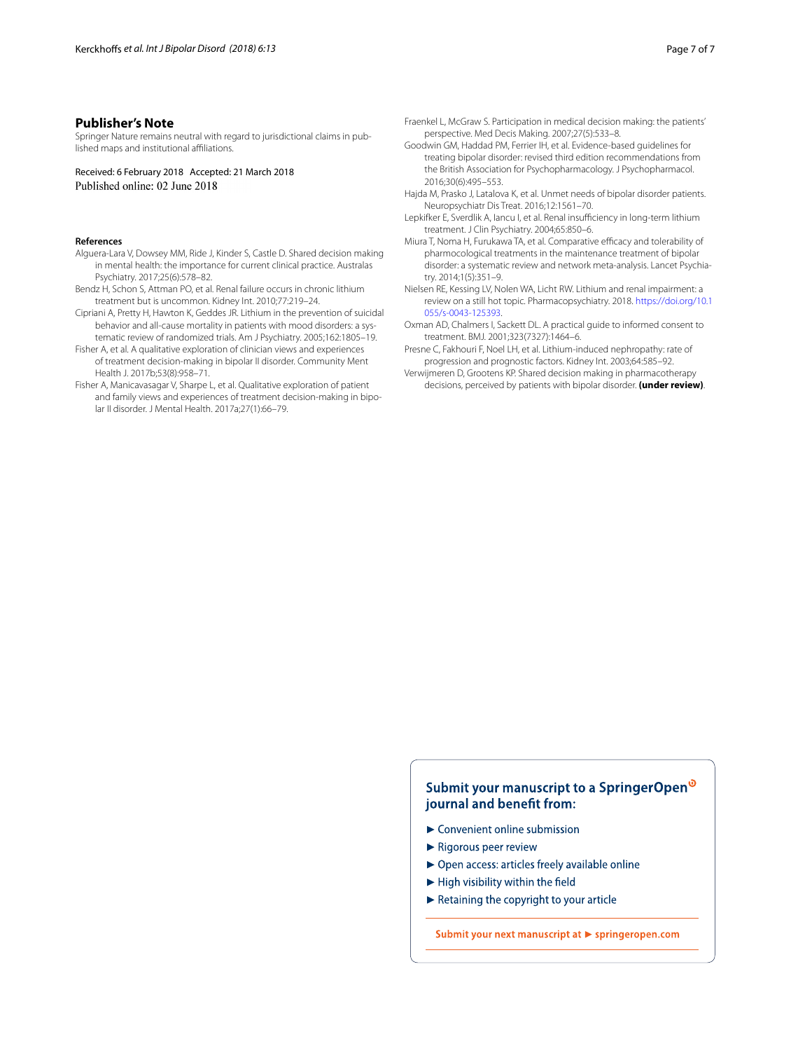## Publisher's Note

Springer Nature remains neutral with regard to jurisdictional claims in published maps and institutional affiliations.

Received: 6 February 2018 Accepted: 21 March 2018
Published online: 02 June 2018

### References

Alguera-Lara V, Dowsey MM, Ride J, Kinder S, Castle D. Shared decision making in mental health: the importance for current clinical practice. Australas Psychiatry. 2017;25(6):578–82.

Bendz H, Schon S, Attman PO, et al. Renal failure occurs in chronic lithium treatment but is uncommon. Kidney Int. 2010;77:219–24.

Cipriani A, Pretty H, Hawton K, Geddes JR. Lithium in the prevention of suicidal behavior and all-cause mortality in patients with mood disorders: a systematic review of randomized trials. Am J Psychiatry. 2005;162:1805–19.

Fisher A, et al. A qualitative exploration of clinician views and experiences of treatment decision-making in bipolar II disorder. Community Ment Health J. 2017b;53(8):958–71.

Fisher A, Manicavasagar V, Sharpe L, et al. Qualitative exploration of patient and family views and experiences of treatment decision-making in bipolar II disorder. J Mental Health. 2017a;27(1):66–79.

Fraenkel L, McGraw S. Participation in medical decision making: the patients' perspective. Med Decis Making. 2007;27(5):533–8.

Goodwin GM, Haddad PM, Ferrier IH, et al. Evidence-based guidelines for treating bipolar disorder: revised third edition recommendations from the British Association for Psychopharmacology. J Psychopharmacol. 2016;30(6):495–553.

Hajda M, Prasko J, Latalova K, et al. Unmet needs of bipolar disorder patients. Neuropsychiatr Dis Treat. 2016;12:1561–70.

Lepkifker E, Sverdlik A, Iancu I, et al. Renal insufficiency in long-term lithium treatment. J Clin Psychiatry. 2004;65:850–6.

Miura T, Noma H, Furukawa TA, et al. Comparative efficacy and tolerability of pharmacological treatments in the maintenance treatment of bipolar disorder: a systematic review and network meta-analysis. Lancet Psychiatry. 2014;1(5):351–9.

Nielsen RE, Kessing LV, Nolen WA, Licht RW. Lithium and renal impairment: a review on a still hot topic. Pharmacopsychiatry. 2018. https://doi.org/10.1055/s-0043-125393.

Oxman AD, Chalmers I, Sackett DL. A practical guide to informed consent to treatment. BMJ. 2001;323(7327):1464–6.

Presne C, Fakhouri F, Noel LH, et al. Lithium-induced nephropathy: rate of progression and prognostic factors. Kidney Int. 2003;64:585–92.

Verwijmeren D, Grootens KP. Shared decision making in pharmacotherapy decisions, perceived by patients with bipolar disorder. **(under review)**.